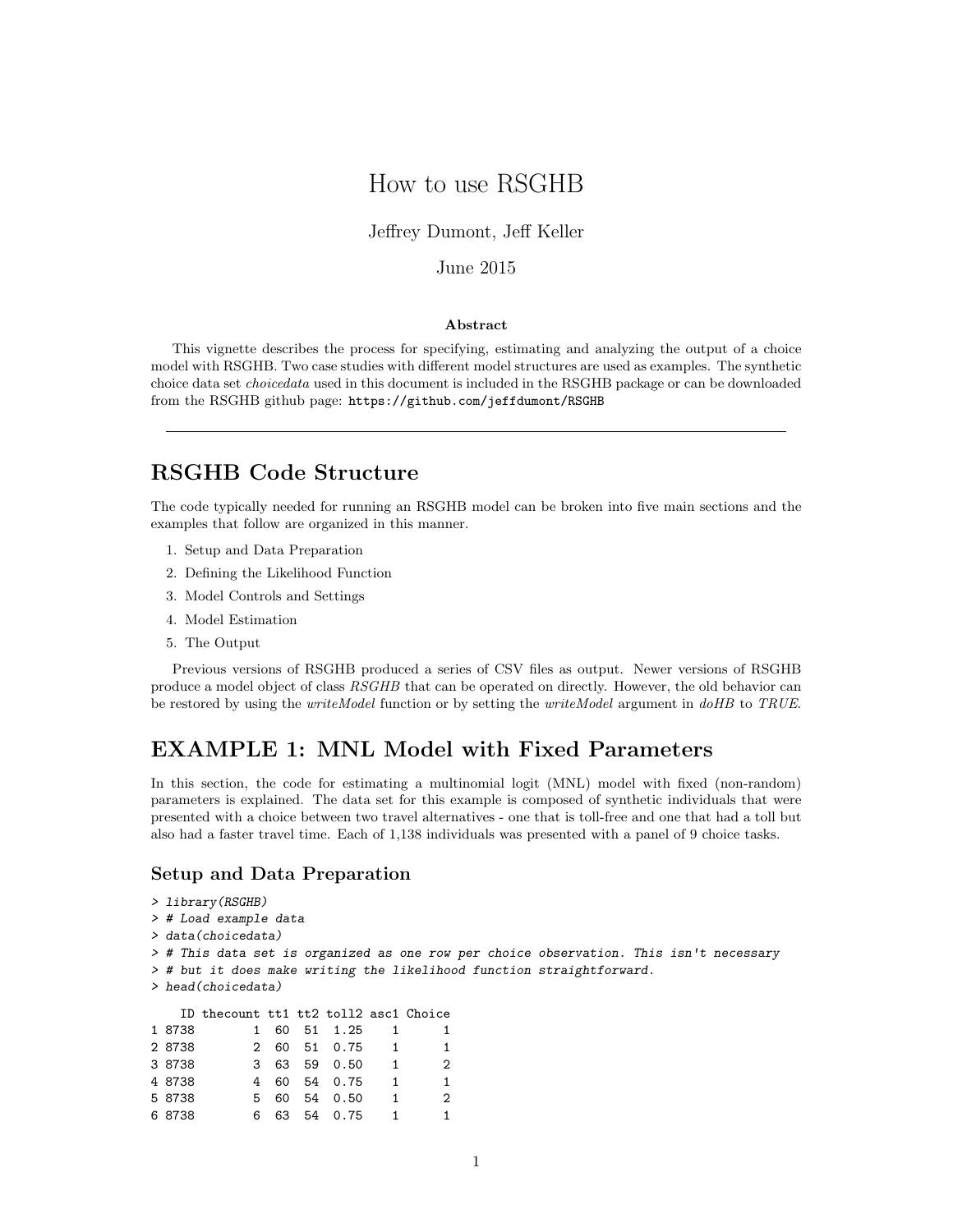# How to use RSGHB

Jeffrey Dumont, Jeff Keller

June 2015

**Abstract**

This vignette describes the process for specifying, estimating and analyzing the output of a choice model with RSGHB. Two case studies with different model structures are used as examples. The synthetic choice data set *choicedata* used in this document is included in the RSGHB package or can be downloaded from the RSGHB github page: `https://github.com/jeffdumont/RSGHB`

---

## RSGHB Code Structure

The code typically needed for running an RSGHB model can be broken into five main sections and the examples that follow are organized in this manner.

1. Setup and Data Preparation
2. Defining the Likelihood Function
3. Model Controls and Settings
4. Model Estimation
5. The Output

Previous versions of RSGHB produced a series of CSV files as output. Newer versions of RSGHB produce a model object of class *RSGHB* that can be operated on directly. However, the old behavior can be restored by using the *writeModel* function or by setting the *writeModel* argument in *doHB* to *TRUE*.

## EXAMPLE 1: MNL Model with Fixed Parameters

In this section, the code for estimating a multinomial logit (MNL) model with fixed (non-random) parameters is explained. The data set for this example is composed of synthetic individuals that were presented with a choice between two travel alternatives - one that is toll-free and one that had a toll but also had a faster travel time. Each of 1,138 individuals was presented with a panel of 9 choice tasks.

### Setup and Data Preparation

```
> library(RSGHB)
> # Load example data
> data(choicedata)
> # This data set is organized as one row per choice observation. This isn't necessary
> # but it does make writing the likelihood function straightforward.
> head(choicedata)

    ID thecount tt1 tt2 toll2 asc1 Choice
1 8738        1  60  51  1.25    1      1
2 8738        2  60  51  0.75    1      1
3 8738        3  63  59  0.50    1      2
4 8738        4  60  54  0.75    1      1
5 8738        5  60  54  0.50    1      2
6 8738        6  63  54  0.75    1      1
```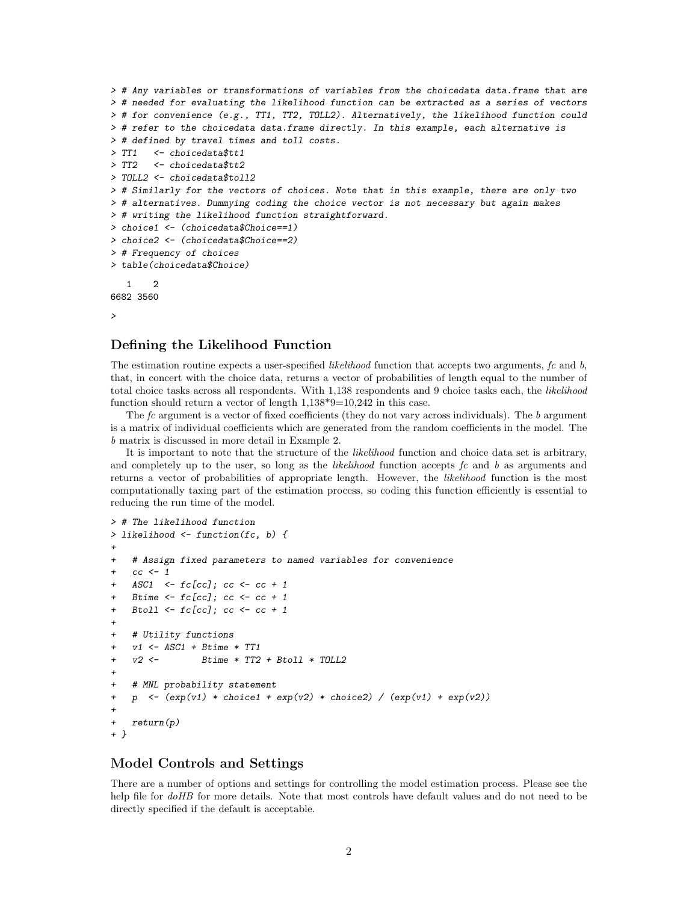```
> # Any variables or transformations of variables from the choicedata data.frame that are
> # needed for evaluating the likelihood function can be extracted as a series of vectors
> # for convenience (e.g., TT1, TT2, TOLL2). Alternatively, the likelihood function could
> # refer to the choicedata data.frame directly. In this example, each alternative is
> # defined by travel times and toll costs.
> TT1   <- choicedata$tt1
> TT2   <- choicedata$tt2
> TOLL2 <- choicedata$toll2
> # Similarly for the vectors of choices. Note that in this example, there are only two
> # alternatives. Dummying coding the choice vector is not necessary but again makes
> # writing the likelihood function straightforward.
> choice1 <- (choicedata$Choice==1)
> choice2 <- (choicedata$Choice==2)
> # Frequency of choices
> table(choicedata$Choice)

   1    2
6682 3560

>
```

## Defining the Likelihood Function

The estimation routine expects a user-specified *likelihood* function that accepts two arguments, *fc* and *b*, that, in concert with the choice data, returns a vector of probabilities of length equal to the number of total choice tasks across all respondents. With 1,138 respondents and 9 choice tasks each, the *likelihood* function should return a vector of length 1,138*9=10,242 in this case.

The *fc* argument is a vector of fixed coefficients (they do not vary across individuals). The *b* argument is a matrix of individual coefficients which are generated from the random coefficients in the model. The *b* matrix is discussed in more detail in Example 2.

It is important to note that the structure of the *likelihood* function and choice data set is arbitrary, and completely up to the user, so long as the *likelihood* function accepts *fc* and *b* as arguments and returns a vector of probabilities of appropriate length. However, the *likelihood* function is the most computationally taxing part of the estimation process, so coding this function efficiently is essential to reducing the run time of the model.

```
> # The likelihood function
> likelihood <- function(fc, b) {
+
+   # Assign fixed parameters to named variables for convenience
+   cc <- 1
+   ASC1  <- fc[cc]; cc <- cc + 1
+   Btime <- fc[cc]; cc <- cc + 1
+   Btoll <- fc[cc]; cc <- cc + 1
+
+   # Utility functions
+   v1 <- ASC1 + Btime * TT1
+   v2 <-        Btime * TT2 + Btoll * TOLL2
+
+   # MNL probability statement
+   p  <- (exp(v1) * choice1 + exp(v2) * choice2) / (exp(v1) + exp(v2))
+
+   return(p)
+ }
```

## Model Controls and Settings

There are a number of options and settings for controlling the model estimation process. Please see the help file for *doHB* for more details. Note that most controls have default values and do not need to be directly specified if the default is acceptable.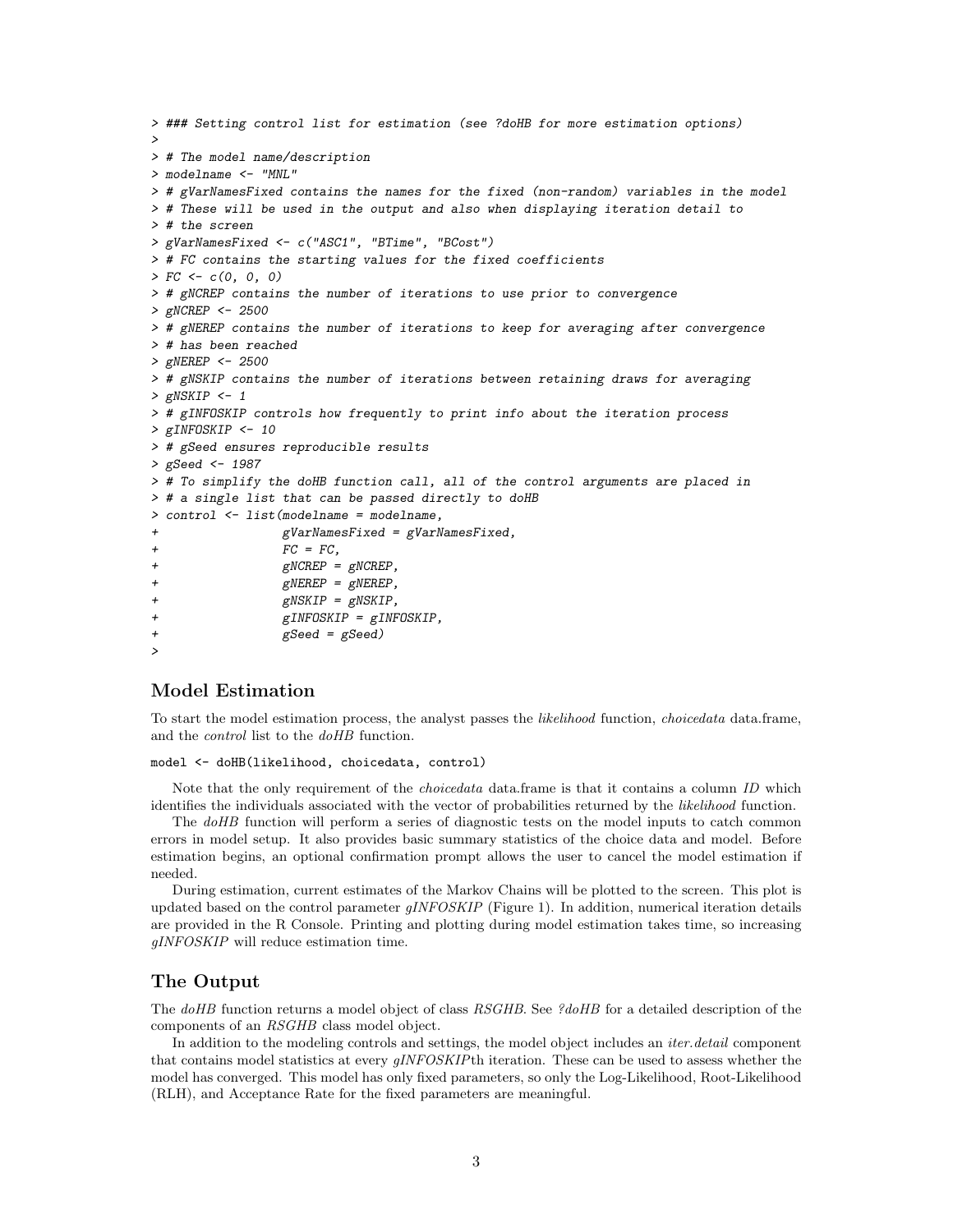```
> ### Setting control list for estimation (see ?doHB for more estimation options)
>
> # The model name/description
> modelname <- "MNL"
> # gVarNamesFixed contains the names for the fixed (non-random) variables in the model
> # These will be used in the output and also when displaying iteration detail to
> # the screen
> gVarNamesFixed <- c("ASC1", "BTime", "BCost")
> # FC contains the starting values for the fixed coefficients
> FC <- c(0, 0, 0)
> # gNCREP contains the number of iterations to use prior to convergence
> gNCREP <- 2500
> # gNEREP contains the number of iterations to keep for averaging after convergence
> # has been reached
> gNEREP <- 2500
> # gNSKIP contains the number of iterations between retaining draws for averaging
> gNSKIP <- 1
> # gINFOSKIP controls how frequently to print info about the iteration process
> gINFOSKIP <- 10
> # gSeed ensures reproducible results
> gSeed <- 1987
> # To simplify the doHB function call, all of the control arguments are placed in
> # a single list that can be passed directly to doHB
> control <- list(modelname = modelname,
+                 gVarNamesFixed = gVarNamesFixed,
+                 FC = FC,
+                 gNCREP = gNCREP,
+                 gNEREP = gNEREP,
+                 gNSKIP = gNSKIP,
+                 gINFOSKIP = gINFOSKIP,
+                 gSeed = gSeed)
>
```

## Model Estimation

To start the model estimation process, the analyst passes the *likelihood* function, *choicedata* data.frame, and the *control* list to the *doHB* function.

```
model <- doHB(likelihood, choicedata, control)
```

Note that the only requirement of the *choicedata* data.frame is that it contains a column *ID* which identifies the individuals associated with the vector of probabilities returned by the *likelihood* function.

The *doHB* function will perform a series of diagnostic tests on the model inputs to catch common errors in model setup. It also provides basic summary statistics of the choice data and model. Before estimation begins, an optional confirmation prompt allows the user to cancel the model estimation if needed.

During estimation, current estimates of the Markov Chains will be plotted to the screen. This plot is updated based on the control parameter *gINFOSKIP* (Figure 1). In addition, numerical iteration details are provided in the R Console. Printing and plotting during model estimation takes time, so increasing *gINFOSKIP* will reduce estimation time.

## The Output

The *doHB* function returns a model object of class *RSGHB*. See *?doHB* for a detailed description of the components of an *RSGHB* class model object.

In addition to the modeling controls and settings, the model object includes an *iter.detail* component that contains model statistics at every *gINFOSKIP*th iteration. These can be used to assess whether the model has converged. This model has only fixed parameters, so only the Log-Likelihood, Root-Likelihood (RLH), and Acceptance Rate for the fixed parameters are meaningful.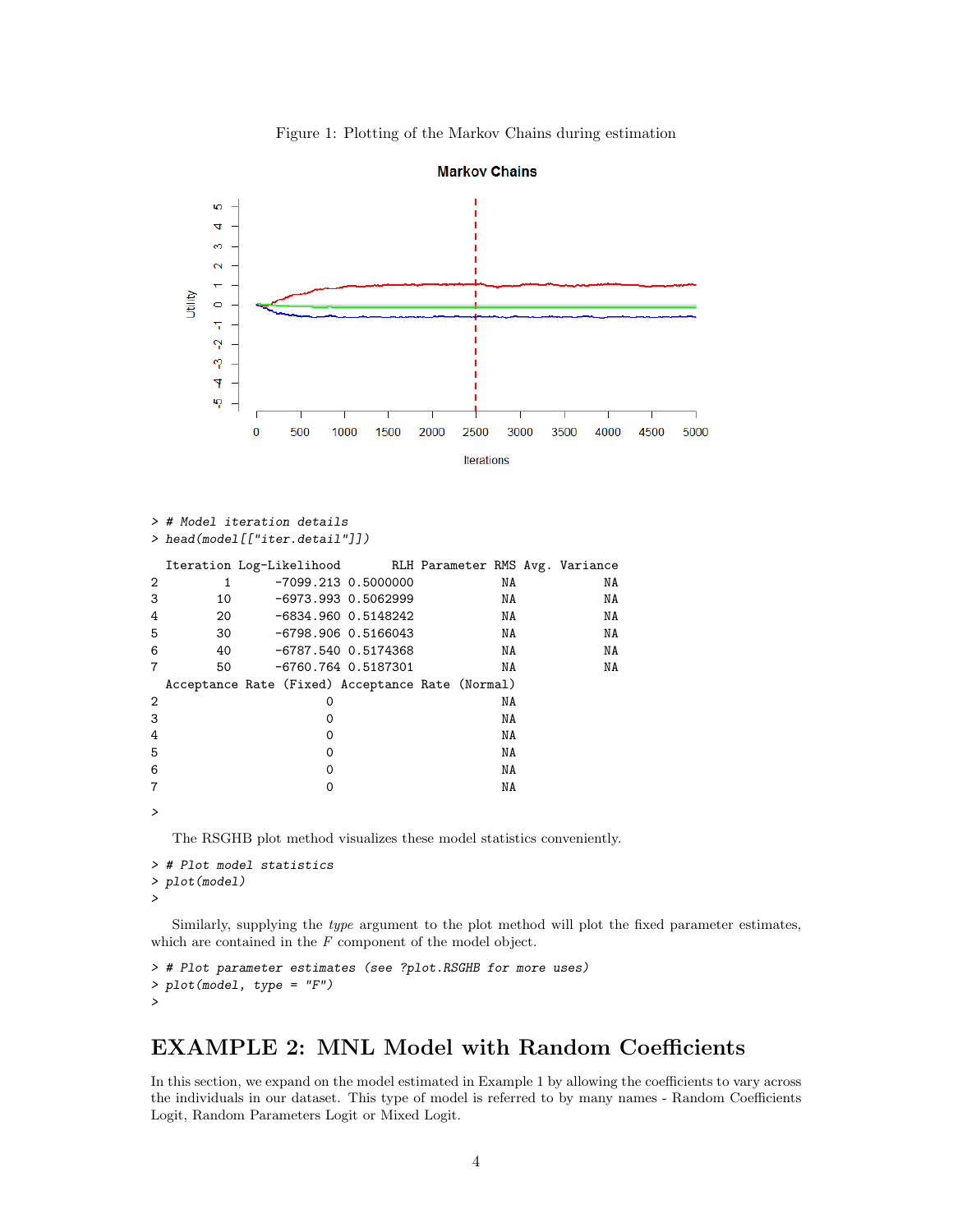Figure 1: Plotting of the Markov Chains during estimation

```
> # Model iteration details
> head(model[["iter.detail"]])

  Iteration Log-Likelihood       RLH Parameter RMS Avg. Variance
2         1      -7099.213 0.5000000            NA            NA
3        10      -6973.993 0.5062999            NA            NA
4        20      -6834.960 0.5148242            NA            NA
5        30      -6798.906 0.5166043            NA            NA
6        40      -6787.540 0.5174368            NA            NA
7        50      -6760.764 0.5187301            NA            NA
  Acceptance Rate (Fixed) Acceptance Rate (Normal)
2                       0                       NA
3                       0                       NA
4                       0                       NA
5                       0                       NA
6                       0                       NA
7                       0                       NA

>
```

The RSGHB plot method visualizes these model statistics conveniently.

```
> # Plot model statistics
> plot(model)
>
```

Similarly, supplying the *type* argument to the plot method will plot the fixed parameter estimates, which are contained in the *F* component of the model object.

```
> # Plot parameter estimates (see ?plot.RSGHB for more uses)
> plot(model, type = "F")
>
```

# EXAMPLE 2: MNL Model with Random Coefficients

In this section, we expand on the model estimated in Example 1 by allowing the coefficients to vary across the individuals in our dataset. This type of model is referred to by many names - Random Coefficients Logit, Random Parameters Logit or Mixed Logit.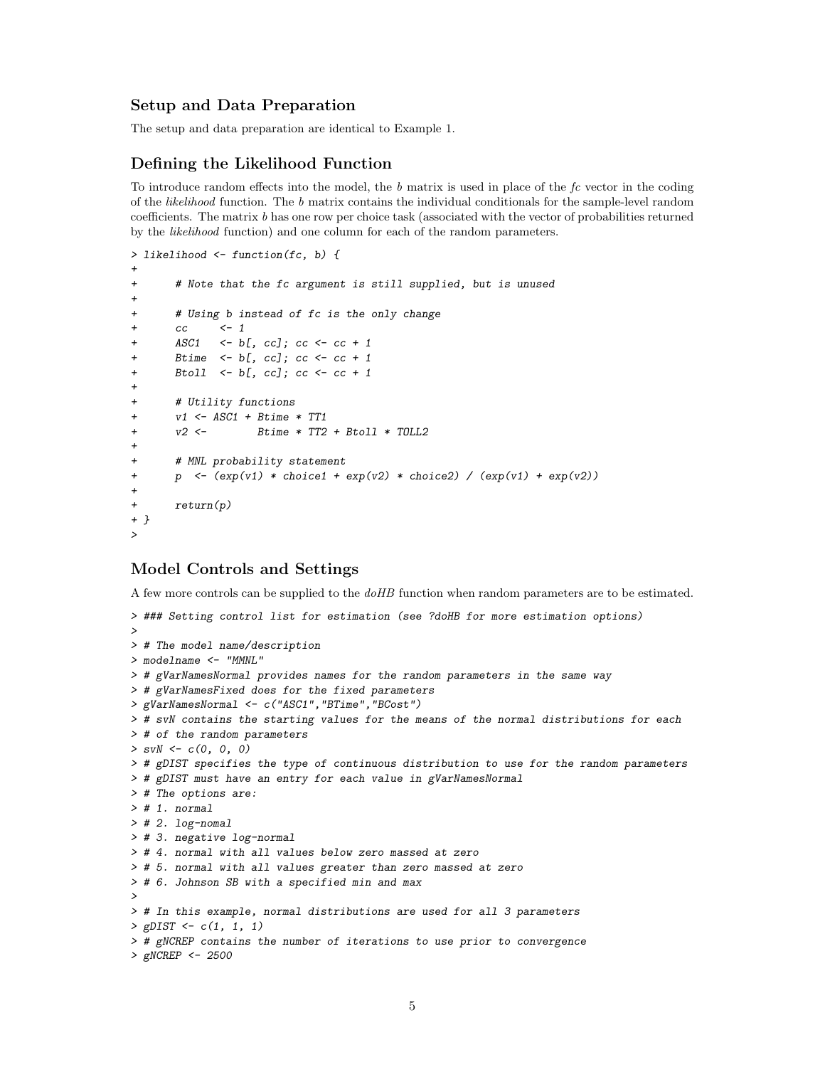### Setup and Data Preparation

The setup and data preparation are identical to Example 1.

### Defining the Likelihood Function

To introduce random effects into the model, the *b* matrix is used in place of the *fc* vector in the coding of the *likelihood* function. The *b* matrix contains the individual conditionals for the sample-level random coefficients. The matrix *b* has one row per choice task (associated with the vector of probabilities returned by the *likelihood* function) and one column for each of the random parameters.

```
> likelihood <- function(fc, b) {
+
+      # Note that the fc argument is still supplied, but is unused
+
+      # Using b instead of fc is the only change
+      cc     <- 1
+      ASC1   <- b[, cc]; cc <- cc + 1
+      Btime  <- b[, cc]; cc <- cc + 1
+      Btoll  <- b[, cc]; cc <- cc + 1
+
+      # Utility functions
+      v1 <- ASC1 + Btime * TT1
+      v2 <-        Btime * TT2 + Btoll * TOLL2
+
+      # MNL probability statement
+      p  <- (exp(v1) * choice1 + exp(v2) * choice2) / (exp(v1) + exp(v2))
+
+      return(p)
+ }
>
```

### Model Controls and Settings

A few more controls can be supplied to the *doHB* function when random parameters are to be estimated.

```
> ### Setting control list for estimation (see ?doHB for more estimation options)
>
> # The model name/description
> modelname <- "MMNL"
> # gVarNamesNormal provides names for the random parameters in the same way
> # gVarNamesFixed does for the fixed parameters
> gVarNamesNormal <- c("ASC1","BTime","BCost")
> # svN contains the starting values for the means of the normal distributions for each
> # of the random parameters
> svN <- c(0, 0, 0)
> # gDIST specifies the type of continuous distribution to use for the random parameters
> # gDIST must have an entry for each value in gVarNamesNormal
> # The options are:
> # 1. normal
> # 2. log-nomal
> # 3. negative log-normal
> # 4. normal with all values below zero massed at zero
> # 5. normal with all values greater than zero massed at zero
> # 6. Johnson SB with a specified min and max
>
> # In this example, normal distributions are used for all 3 parameters
> gDIST <- c(1, 1, 1)
> # gNCREP contains the number of iterations to use prior to convergence
> gNCREP <- 2500
```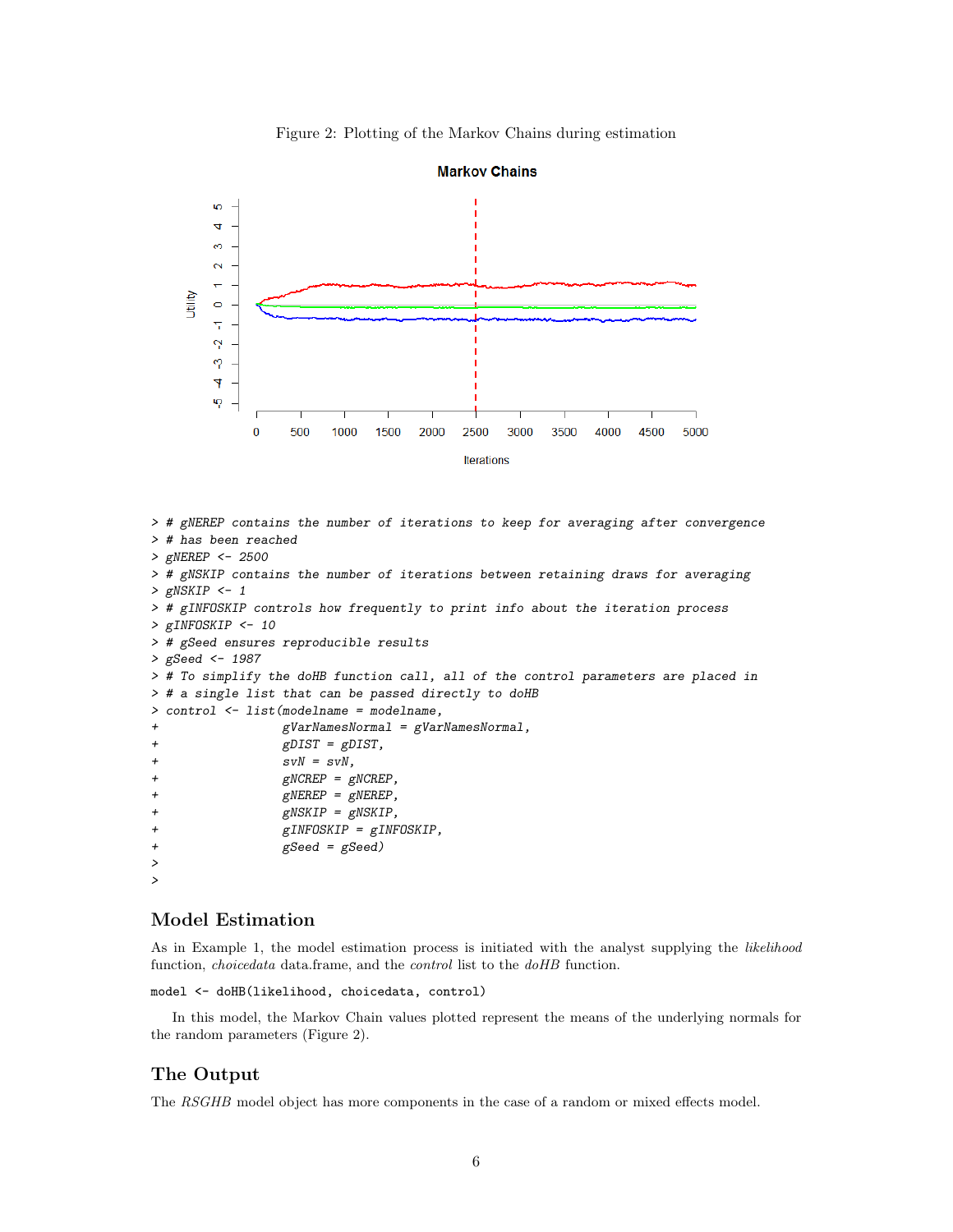Figure 2: Plotting of the Markov Chains during estimation

```
> # gNEREP contains the number of iterations to keep for averaging after convergence
> # has been reached
> gNEREP <- 2500
> # gNSKIP contains the number of iterations between retaining draws for averaging
> gNSKIP <- 1
> # gINFOSKIP controls how frequently to print info about the iteration process
> gINFOSKIP <- 10
> # gSeed ensures reproducible results
> gSeed <- 1987
> # To simplify the doHB function call, all of the control parameters are placed in
> # a single list that can be passed directly to doHB
> control <- list(modelname = modelname,
+                 gVarNamesNormal = gVarNamesNormal,
+                 gDIST = gDIST,
+                 svN = svN,
+                 gNCREP = gNCREP,
+                 gNEREP = gNEREP,
+                 gNSKIP = gNSKIP,
+                 gINFOSKIP = gINFOSKIP,
+                 gSeed = gSeed)
>
>
```

## Model Estimation

As in Example 1, the model estimation process is initiated with the analyst supplying the *likelihood* function, *choicedata* data.frame, and the *control* list to the *doHB* function.

```
model <- doHB(likelihood, choicedata, control)
```

In this model, the Markov Chain values plotted represent the means of the underlying normals for the random parameters (Figure 2).

## The Output

The *RSGHB* model object has more components in the case of a random or mixed effects model.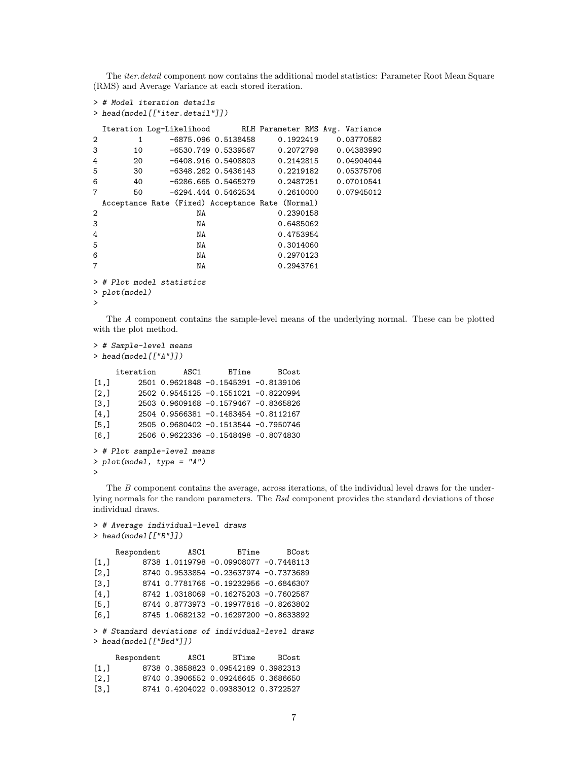The *iter.detail* component now contains the additional model statistics: Parameter Root Mean Square (RMS) and Average Variance at each stored iteration.

```
> # Model iteration details
> head(model[["iter.detail"]])

  Iteration Log-Likelihood       RLH Parameter RMS Avg. Variance
2         1      -6875.096 0.5138458     0.1922419    0.03770582
3        10      -6530.749 0.5339567     0.2072798    0.04383990
4        20      -6408.916 0.5408803     0.2142815    0.04904044
5        30      -6348.262 0.5436143     0.2219182    0.05375706
6        40      -6286.665 0.5465279     0.2487251    0.07010541
7        50      -6294.444 0.5462534     0.2610000    0.07945012
  Acceptance Rate (Fixed) Acceptance Rate (Normal)
2                      NA                0.2390158
3                      NA                0.6485062
4                      NA                0.4753954
5                      NA                0.3014060
6                      NA                0.2970123
7                      NA                0.2943761

> # Plot model statistics
> plot(model)
>
```

The *A* component contains the sample-level means of the underlying normal. These can be plotted with the plot method.

```
> # Sample-level means
> head(model[["A"]])

     iteration      ASC1      BTime      BCost
[1,]      2501 0.9621848 -0.1545391 -0.8139106
[2,]      2502 0.9545125 -0.1551021 -0.8220994
[3,]      2503 0.9609168 -0.1579467 -0.8365826
[4,]      2504 0.9566381 -0.1483454 -0.8112167
[5,]      2505 0.9680402 -0.1513544 -0.7950746
[6,]      2506 0.9622336 -0.1548498 -0.8074830

> # Plot sample-level means
> plot(model, type = "A")
>
```

The *B* component contains the average, across iterations, of the individual level draws for the underlying normals for the random parameters. The *Bsd* component provides the standard deviations of those individual draws.

```
> # Average individual-level draws
> head(model[["B"]])

     Respondent      ASC1       BTime      BCost
[1,]       8738 1.0119798 -0.09908077 -0.7448113
[2,]       8740 0.9533854 -0.23637974 -0.7373689
[3,]       8741 0.7781766 -0.19232956 -0.6846307
[4,]       8742 1.0318069 -0.16275203 -0.7602587
[5,]       8744 0.8773973 -0.19977816 -0.8263802
[6,]       8745 1.0682132 -0.16297200 -0.8633892

> # Standard deviations of individual-level draws
> head(model[["Bsd"]])

     Respondent      ASC1      BTime     BCost
[1,]       8738 0.3858823 0.09542189 0.3982313
[2,]       8740 0.3906552 0.09246645 0.3686650
[3,]       8741 0.4204022 0.09383012 0.3722527
```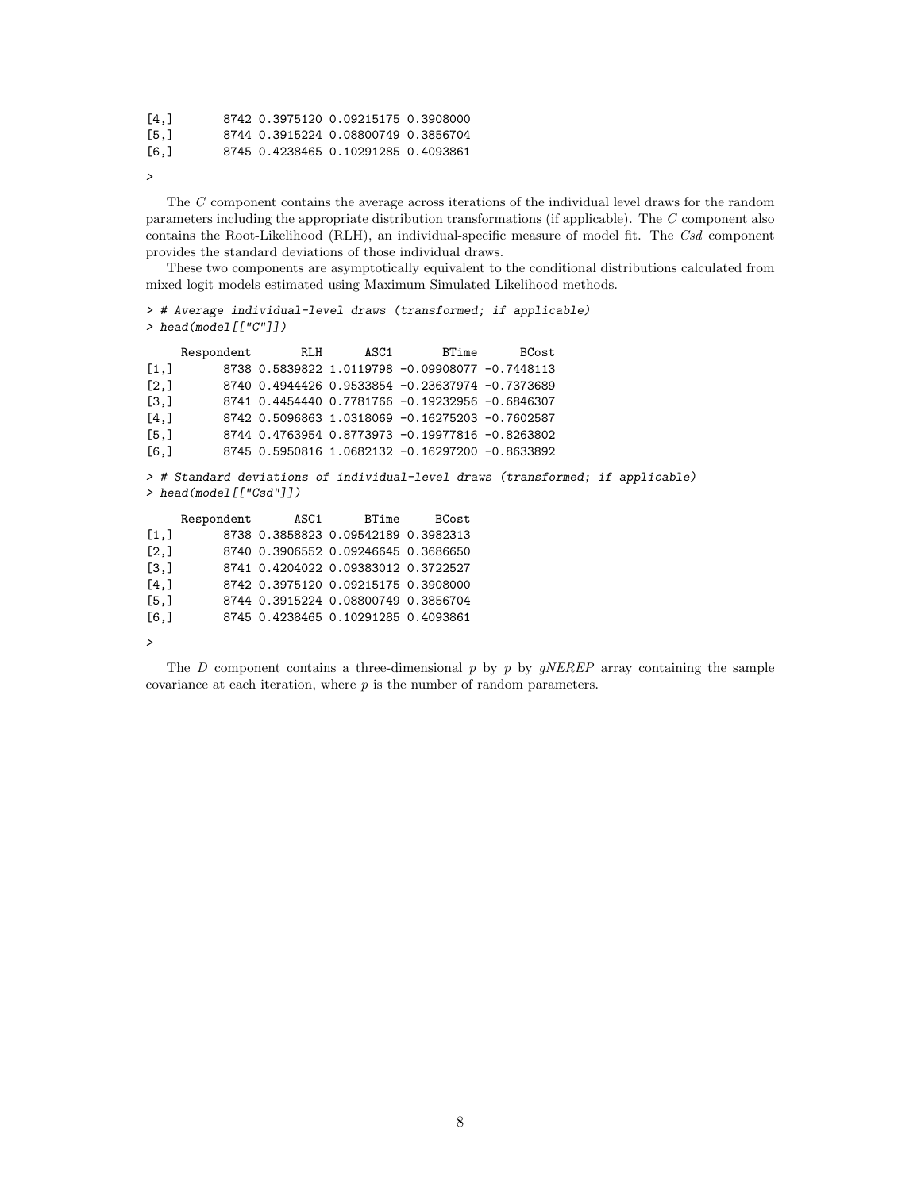```
[4,]        8742 0.3975120 0.09215175 0.3908000
[5,]        8744 0.3915224 0.08800749 0.3856704
[6,]        8745 0.4238465 0.10291285 0.4093861
>
```

The $C$ component contains the average across iterations of the individual level draws for the random parameters including the appropriate distribution transformations (if applicable). The $C$ component also contains the Root-Likelihood (RLH), an individual-specific measure of model fit. The *Csd* component provides the standard deviations of those individual draws.

These two components are asymptotically equivalent to the conditional distributions calculated from mixed logit models estimated using Maximum Simulated Likelihood methods.

```
> # Average individual-level draws (transformed; if applicable)
> head(model[["C"]])

     Respondent       RLH      ASC1       BTime      BCost
[1,]       8738 0.5839822 1.0119798 -0.09908077 -0.7448113
[2,]       8740 0.4944426 0.9533854 -0.23637974 -0.7373689
[3,]       8741 0.4454440 0.7781766 -0.19232956 -0.6846307
[4,]       8742 0.5096863 1.0318069 -0.16275203 -0.7602587
[5,]       8744 0.4763954 0.8773973 -0.19977816 -0.8263802
[6,]       8745 0.5950816 1.0682132 -0.16297200 -0.8633892

> # Standard deviations of individual-level draws (transformed; if applicable)
> head(model[["Csd"]])

     Respondent      ASC1      BTime     BCost
[1,]       8738 0.3858823 0.09542189 0.3982313
[2,]       8740 0.3906552 0.09246645 0.3686650
[3,]       8741 0.4204022 0.09383012 0.3722527
[4,]       8742 0.3975120 0.09215175 0.3908000
[5,]       8744 0.3915224 0.08800749 0.3856704
[6,]       8745 0.4238465 0.10291285 0.4093861

>
```

The $D$ component contains a three-dimensional $p$ by $p$ by *gNEREP* array containing the sample covariance at each iteration, where $p$ is the number of random parameters.